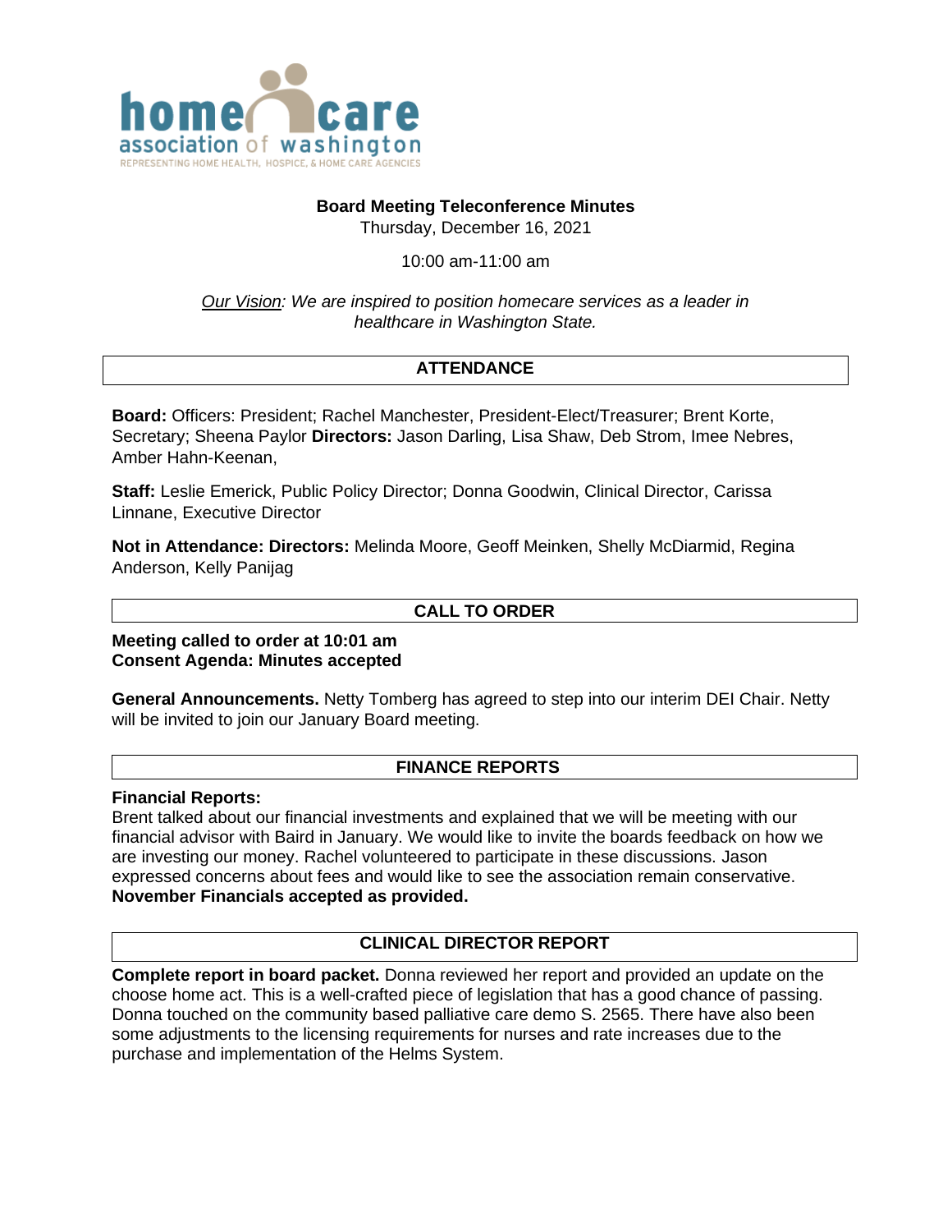home care association of washington
REPRESENTING HOME HEALTH, HOSPICE, & HOME CARE AGENCIES

**Board Meeting Teleconference Minutes**
Thursday, December 16, 2021

10:00 am-11:00 am

*Our Vision: We are inspired to position homecare services as a leader in healthcare in Washington State.*

## ATTENDANCE

**Board:** Officers: President; Rachel Manchester, President-Elect/Treasurer; Brent Korte, Secretary; Sheena Paylor **Directors:** Jason Darling, Lisa Shaw, Deb Strom, Imee Nebres, Amber Hahn-Keenan,

**Staff:** Leslie Emerick, Public Policy Director; Donna Goodwin, Clinical Director, Carissa Linnane, Executive Director

**Not in Attendance: Directors:** Melinda Moore, Geoff Meinken, Shelly McDiarmid, Regina Anderson, Kelly Panijag

## CALL TO ORDER

**Meeting called to order at 10:01 am**
**Consent Agenda: Minutes accepted**

**General Announcements.** Netty Tomberg has agreed to step into our interim DEI Chair. Netty will be invited to join our January Board meeting.

## FINANCE REPORTS

**Financial Reports:**
Brent talked about our financial investments and explained that we will be meeting with our financial advisor with Baird in January. We would like to invite the boards feedback on how we are investing our money. Rachel volunteered to participate in these discussions. Jason expressed concerns about fees and would like to see the association remain conservative.
**November Financials accepted as provided.**

## CLINICAL DIRECTOR REPORT

**Complete report in board packet.** Donna reviewed her report and provided an update on the choose home act. This is a well-crafted piece of legislation that has a good chance of passing. Donna touched on the community based palliative care demo S. 2565. There have also been some adjustments to the licensing requirements for nurses and rate increases due to the purchase and implementation of the Helms System.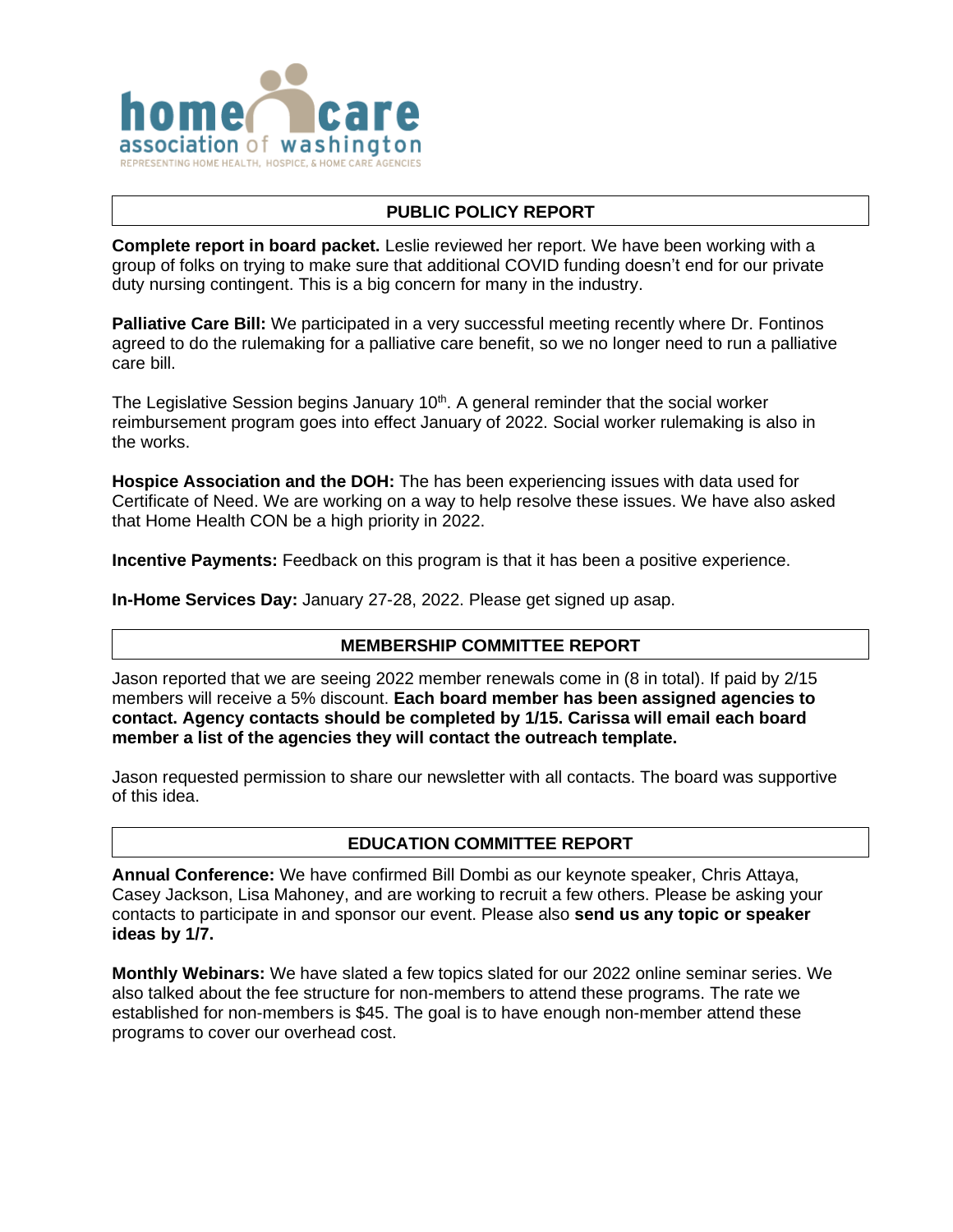## PUBLIC POLICY REPORT

**Complete report in board packet.** Leslie reviewed her report. We have been working with a group of folks on trying to make sure that additional COVID funding doesn't end for our private duty nursing contingent. This is a big concern for many in the industry.

**Palliative Care Bill:** We participated in a very successful meeting recently where Dr. Fontinos agreed to do the rulemaking for a palliative care benefit, so we no longer need to run a palliative care bill.

The Legislative Session begins January 10th. A general reminder that the social worker reimbursement program goes into effect January of 2022. Social worker rulemaking is also in the works.

**Hospice Association and the DOH:** The has been experiencing issues with data used for Certificate of Need. We are working on a way to help resolve these issues. We have also asked that Home Health CON be a high priority in 2022.

**Incentive Payments:** Feedback on this program is that it has been a positive experience.

**In-Home Services Day:** January 27-28, 2022. Please get signed up asap.

## MEMBERSHIP COMMITTEE REPORT

Jason reported that we are seeing 2022 member renewals come in (8 in total). If paid by 2/15 members will receive a 5% discount. **Each board member has been assigned agencies to contact. Agency contacts should be completed by 1/15. Carissa will email each board member a list of the agencies they will contact the outreach template.**

Jason requested permission to share our newsletter with all contacts. The board was supportive of this idea.

## EDUCATION COMMITTEE REPORT

**Annual Conference:** We have confirmed Bill Dombi as our keynote speaker, Chris Attaya, Casey Jackson, Lisa Mahoney, and are working to recruit a few others. Please be asking your contacts to participate in and sponsor our event. Please also **send us any topic or speaker ideas by 1/7.**

**Monthly Webinars:** We have slated a few topics slated for our 2022 online seminar series. We also talked about the fee structure for non-members to attend these programs. The rate we established for non-members is $45. The goal is to have enough non-member attend these programs to cover our overhead cost.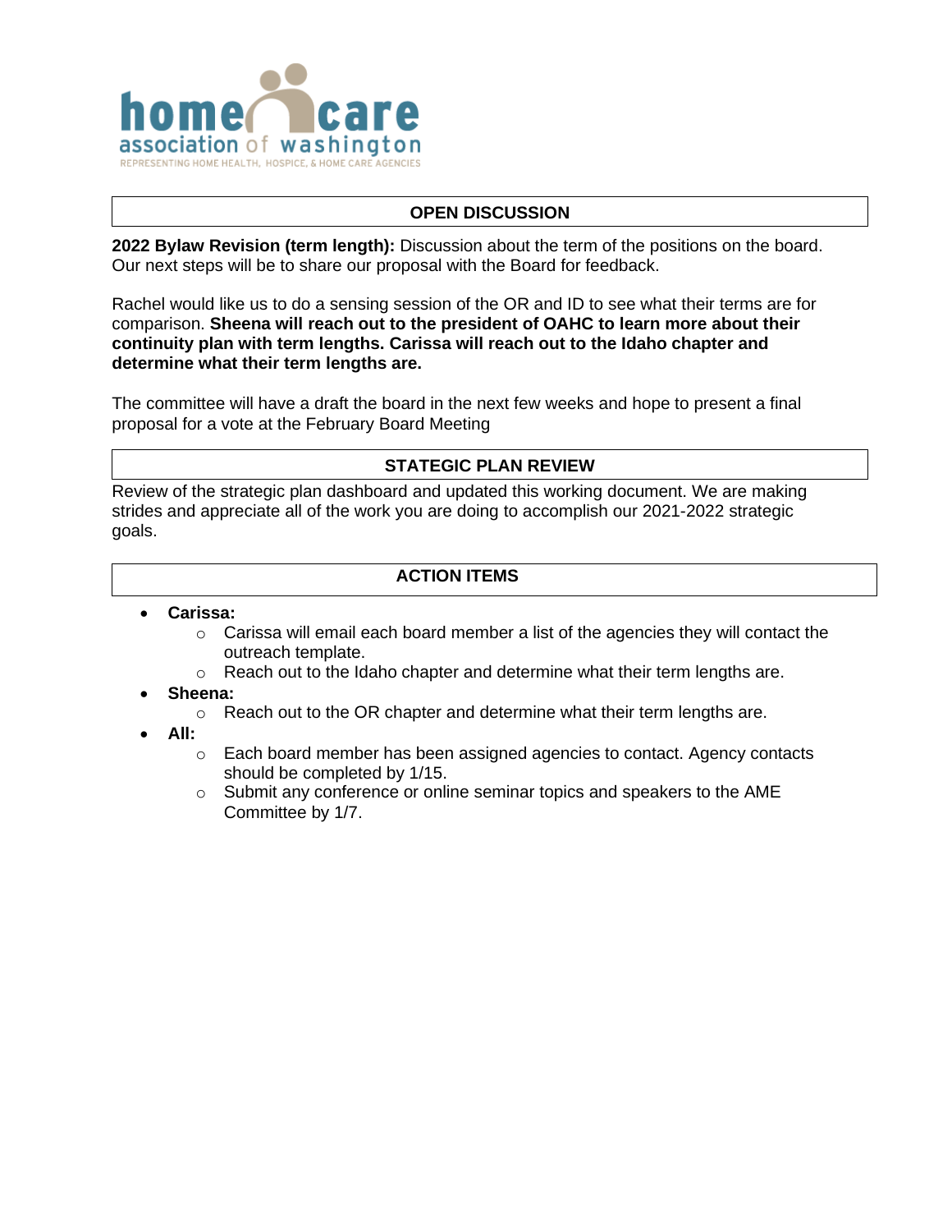home care association of washington
REPRESENTING HOME HEALTH, HOSPICE, & HOME CARE AGENCIES

## OPEN DISCUSSION

**2022 Bylaw Revision (term length):** Discussion about the term of the positions on the board. Our next steps will be to share our proposal with the Board for feedback.

Rachel would like us to do a sensing session of the OR and ID to see what their terms are for comparison. **Sheena will reach out to the president of OAHC to learn more about their continuity plan with term lengths. Carissa will reach out to the Idaho chapter and determine what their term lengths are.**

The committee will have a draft the board in the next few weeks and hope to present a final proposal for a vote at the February Board Meeting

## STATEGIC PLAN REVIEW

Review of the strategic plan dashboard and updated this working document. We are making strides and appreciate all of the work you are doing to accomplish our 2021-2022 strategic goals.

## ACTION ITEMS

- **Carissa:**
  - Carissa will email each board member a list of the agencies they will contact the outreach template.
  - Reach out to the Idaho chapter and determine what their term lengths are.
- **Sheena:**
  - Reach out to the OR chapter and determine what their term lengths are.
- **All:**
  - Each board member has been assigned agencies to contact. Agency contacts should be completed by 1/15.
  - Submit any conference or online seminar topics and speakers to the AME Committee by 1/7.